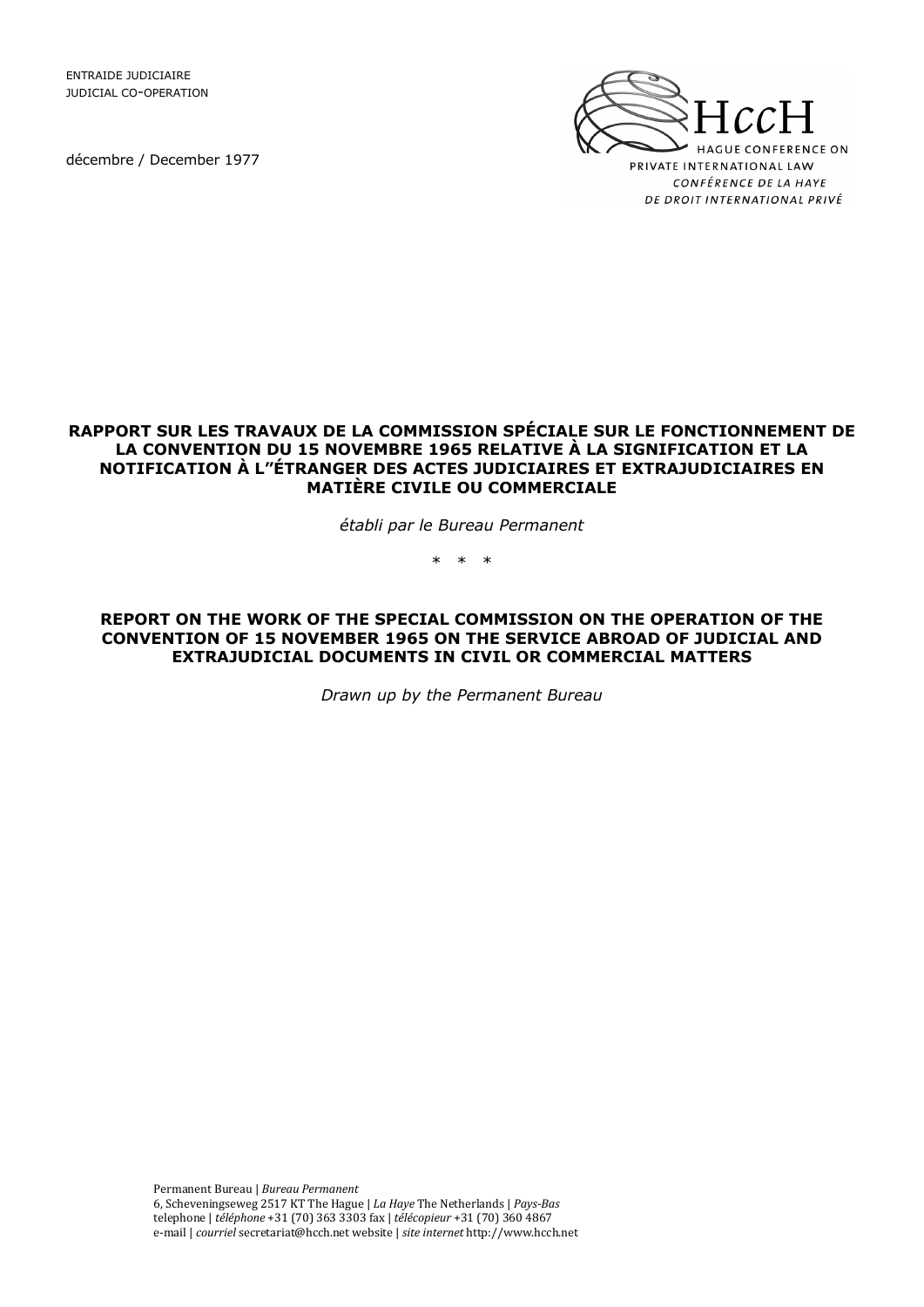ENTRAIDE JUDICIAIRE
JUDICIAL CO-OPERATION

décembre / December 1977

HccH
HAGUE CONFERENCE ON PRIVATE INTERNATIONAL LAW
CONFÉRENCE DE LA HAYE DE DROIT INTERNATIONAL PRIVÉ

# RAPPORT SUR LES TRAVAUX DE LA COMMISSION SPÉCIALE SUR LE FONCTIONNEMENT DE LA CONVENTION DU 15 NOVEMBRE 1965 RELATIVE À LA SIGNIFICATION ET LA NOTIFICATION À L"ÉTRANGER DES ACTES JUDICIAIRES ET EXTRAJUDICIAIRES EN MATIÈRE CIVILE OU COMMERCIALE

*établi par le Bureau Permanent*

\* \* \*

# REPORT ON THE WORK OF THE SPECIAL COMMISSION ON THE OPERATION OF THE CONVENTION OF 15 NOVEMBER 1965 ON THE SERVICE ABROAD OF JUDICIAL AND EXTRAJUDICIAL DOCUMENTS IN CIVIL OR COMMERCIAL MATTERS

*Drawn up by the Permanent Bureau*

Permanent Bureau | *Bureau Permanent*
6, Scheveningseweg 2517 KT The Hague | *La Haye* The Netherlands | *Pays-Bas*
telephone | *téléphone* +31 (70) 363 3303 fax | *télécopieur* +31 (70) 360 4867
e-mail | *courriel* secretariat@hcch.net website | *site internet* http://www.hcch.net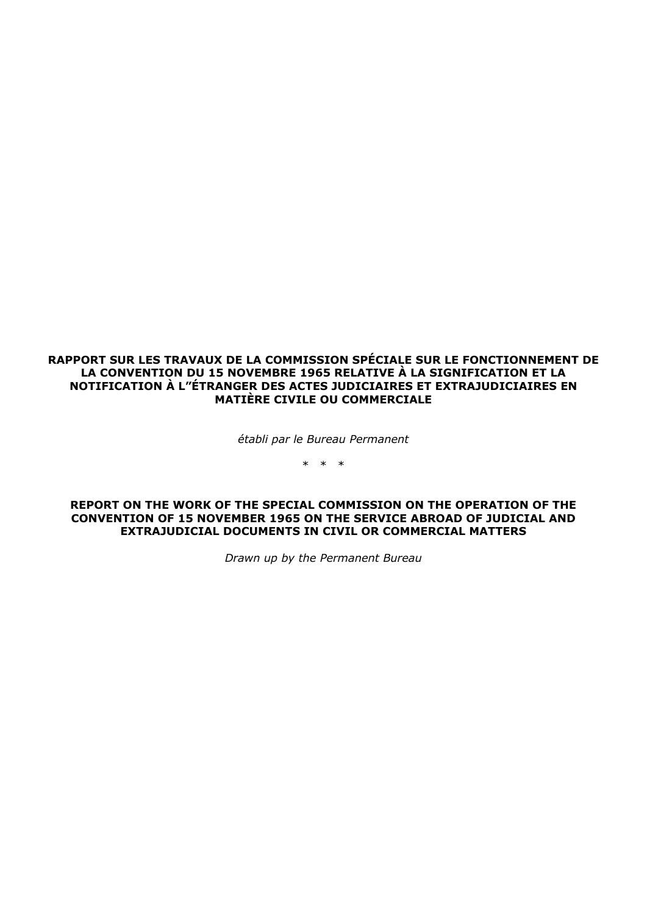**RAPPORT SUR LES TRAVAUX DE LA COMMISSION SPÉCIALE SUR LE FONCTIONNEMENT DE LA CONVENTION DU 15 NOVEMBRE 1965 RELATIVE À LA SIGNIFICATION ET LA NOTIFICATION À L''ÉTRANGER DES ACTES JUDICIAIRES ET EXTRAJUDICIAIRES EN MATIÈRE CIVILE OU COMMERCIALE**

*établi par le Bureau Permanent*

\* \* \*

**REPORT ON THE WORK OF THE SPECIAL COMMISSION ON THE OPERATION OF THE CONVENTION OF 15 NOVEMBER 1965 ON THE SERVICE ABROAD OF JUDICIAL AND EXTRAJUDICIAL DOCUMENTS IN CIVIL OR COMMERCIAL MATTERS**

*Drawn up by the Permanent Bureau*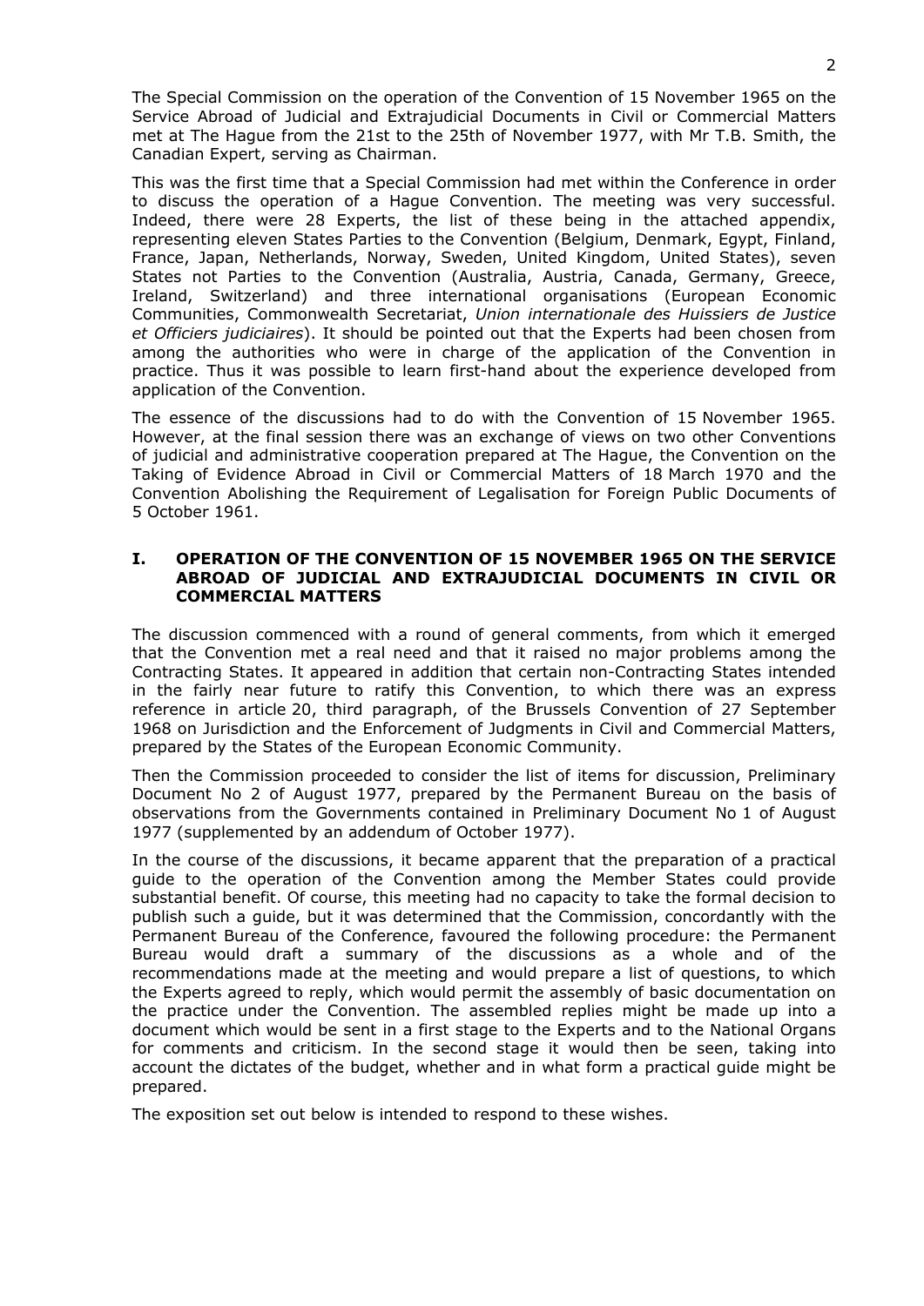The Special Commission on the operation of the Convention of 15 November 1965 on the Service Abroad of Judicial and Extrajudicial Documents in Civil or Commercial Matters met at The Hague from the 21st to the 25th of November 1977, with Mr T.B. Smith, the Canadian Expert, serving as Chairman.

This was the first time that a Special Commission had met within the Conference in order to discuss the operation of a Hague Convention. The meeting was very successful. Indeed, there were 28 Experts, the list of these being in the attached appendix, representing eleven States Parties to the Convention (Belgium, Denmark, Egypt, Finland, France, Japan, Netherlands, Norway, Sweden, United Kingdom, United States), seven States not Parties to the Convention (Australia, Austria, Canada, Germany, Greece, Ireland, Switzerland) and three international organisations (European Economic Communities, Commonwealth Secretariat, *Union internationale des Huissiers de Justice et Officiers judiciaires*). It should be pointed out that the Experts had been chosen from among the authorities who were in charge of the application of the Convention in practice. Thus it was possible to learn first-hand about the experience developed from application of the Convention.

The essence of the discussions had to do with the Convention of 15 November 1965. However, at the final session there was an exchange of views on two other Conventions of judicial and administrative cooperation prepared at The Hague, the Convention on the Taking of Evidence Abroad in Civil or Commercial Matters of 18 March 1970 and the Convention Abolishing the Requirement of Legalisation for Foreign Public Documents of 5 October 1961.

## I. OPERATION OF THE CONVENTION OF 15 NOVEMBER 1965 ON THE SERVICE ABROAD OF JUDICIAL AND EXTRAJUDICIAL DOCUMENTS IN CIVIL OR COMMERCIAL MATTERS

The discussion commenced with a round of general comments, from which it emerged that the Convention met a real need and that it raised no major problems among the Contracting States. It appeared in addition that certain non-Contracting States intended in the fairly near future to ratify this Convention, to which there was an express reference in article 20, third paragraph, of the Brussels Convention of 27 September 1968 on Jurisdiction and the Enforcement of Judgments in Civil and Commercial Matters, prepared by the States of the European Economic Community.

Then the Commission proceeded to consider the list of items for discussion, Preliminary Document No 2 of August 1977, prepared by the Permanent Bureau on the basis of observations from the Governments contained in Preliminary Document No 1 of August 1977 (supplemented by an addendum of October 1977).

In the course of the discussions, it became apparent that the preparation of a practical guide to the operation of the Convention among the Member States could provide substantial benefit. Of course, this meeting had no capacity to take the formal decision to publish such a guide, but it was determined that the Commission, concordantly with the Permanent Bureau of the Conference, favoured the following procedure: the Permanent Bureau would draft a summary of the discussions as a whole and of the recommendations made at the meeting and would prepare a list of questions, to which the Experts agreed to reply, which would permit the assembly of basic documentation on the practice under the Convention. The assembled replies might be made up into a document which would be sent in a first stage to the Experts and to the National Organs for comments and criticism. In the second stage it would then be seen, taking into account the dictates of the budget, whether and in what form a practical guide might be prepared.

The exposition set out below is intended to respond to these wishes.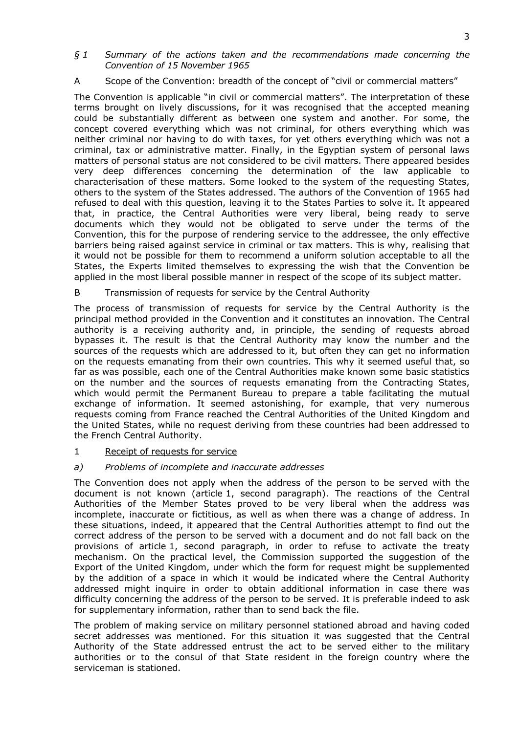## *§ 1 Summary of the actions taken and the recommendations made concerning the Convention of 15 November 1965*

### A Scope of the Convention: breadth of the concept of "civil or commercial matters"

The Convention is applicable "in civil or commercial matters". The interpretation of these terms brought on lively discussions, for it was recognised that the accepted meaning could be substantially different as between one system and another. For some, the concept covered everything which was not criminal, for others everything which was neither criminal nor having to do with taxes, for yet others everything which was not a criminal, tax or administrative matter. Finally, in the Egyptian system of personal laws matters of personal status are not considered to be civil matters. There appeared besides very deep differences concerning the determination of the law applicable to characterisation of these matters. Some looked to the system of the requesting States, others to the system of the States addressed. The authors of the Convention of 1965 had refused to deal with this question, leaving it to the States Parties to solve it. It appeared that, in practice, the Central Authorities were very liberal, being ready to serve documents which they would not be obligated to serve under the terms of the Convention, this for the purpose of rendering service to the addressee, the only effective barriers being raised against service in criminal or tax matters. This is why, realising that it would not be possible for them to recommend a uniform solution acceptable to all the States, the Experts limited themselves to expressing the wish that the Convention be applied in the most liberal possible manner in respect of the scope of its subject matter.

### B Transmission of requests for service by the Central Authority

The process of transmission of requests for service by the Central Authority is the principal method provided in the Convention and it constitutes an innovation. The Central authority is a receiving authority and, in principle, the sending of requests abroad bypasses it. The result is that the Central Authority may know the number and the sources of the requests which are addressed to it, but often they can get no information on the requests emanating from their own countries. This why it seemed useful that, so far as was possible, each one of the Central Authorities make known some basic statistics on the number and the sources of requests emanating from the Contracting States, which would permit the Permanent Bureau to prepare a table facilitating the mutual exchange of information. It seemed astonishing, for example, that very numerous requests coming from France reached the Central Authorities of the United Kingdom and the United States, while no request deriving from these countries had been addressed to the French Central Authority.

#### 1 Receipt of requests for service

##### *a) Problems of incomplete and inaccurate addresses*

The Convention does not apply when the address of the person to be served with the document is not known (article 1, second paragraph). The reactions of the Central Authorities of the Member States proved to be very liberal when the address was incomplete, inaccurate or fictitious, as well as when there was a change of address. In these situations, indeed, it appeared that the Central Authorities attempt to find out the correct address of the person to be served with a document and do not fall back on the provisions of article 1, second paragraph, in order to refuse to activate the treaty mechanism. On the practical level, the Commission supported the suggestion of the Export of the United Kingdom, under which the form for request might be supplemented by the addition of a space in which it would be indicated where the Central Authority addressed might inquire in order to obtain additional information in case there was difficulty concerning the address of the person to be served. It is preferable indeed to ask for supplementary information, rather than to send back the file.

The problem of making service on military personnel stationed abroad and having coded secret addresses was mentioned. For this situation it was suggested that the Central Authority of the State addressed entrust the act to be served either to the military authorities or to the consul of that State resident in the foreign country where the serviceman is stationed.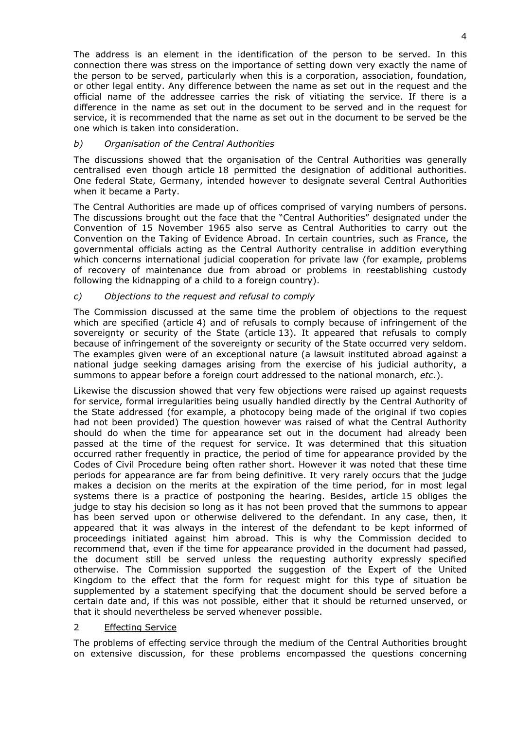The address is an element in the identification of the person to be served. In this connection there was stress on the importance of setting down very exactly the name of the person to be served, particularly when this is a corporation, association, foundation, or other legal entity. Any difference between the name as set out in the request and the official name of the addressee carries the risk of vitiating the service. If there is a difference in the name as set out in the document to be served and in the request for service, it is recommended that the name as set out in the document to be served be the one which is taken into consideration.

### *b) Organisation of the Central Authorities*

The discussions showed that the organisation of the Central Authorities was generally centralised even though article 18 permitted the designation of additional authorities. One federal State, Germany, intended however to designate several Central Authorities when it became a Party.

The Central Authorities are made up of offices comprised of varying numbers of persons. The discussions brought out the face that the "Central Authorities" designated under the Convention of 15 November 1965 also serve as Central Authorities to carry out the Convention on the Taking of Evidence Abroad. In certain countries, such as France, the governmental officials acting as the Central Authority centralise in addition everything which concerns international judicial cooperation for private law (for example, problems of recovery of maintenance due from abroad or problems in reestablishing custody following the kidnapping of a child to a foreign country).

### *c) Objections to the request and refusal to comply*

The Commission discussed at the same time the problem of objections to the request which are specified (article 4) and of refusals to comply because of infringement of the sovereignty or security of the State (article 13). It appeared that refusals to comply because of infringement of the sovereignty or security of the State occurred very seldom. The examples given were of an exceptional nature (a lawsuit instituted abroad against a national judge seeking damages arising from the exercise of his judicial authority, a summons to appear before a foreign court addressed to the national monarch, *etc*.).

Likewise the discussion showed that very few objections were raised up against requests for service, formal irregularities being usually handled directly by the Central Authority of the State addressed (for example, a photocopy being made of the original if two copies had not been provided) The question however was raised of what the Central Authority should do when the time for appearance set out in the document had already been passed at the time of the request for service. It was determined that this situation occurred rather frequently in practice, the period of time for appearance provided by the Codes of Civil Procedure being often rather short. However it was noted that these time periods for appearance are far from being definitive. It very rarely occurs that the judge makes a decision on the merits at the expiration of the time period, for in most legal systems there is a practice of postponing the hearing. Besides, article 15 obliges the judge to stay his decision so long as it has not been proved that the summons to appear has been served upon or otherwise delivered to the defendant. In any case, then, it appeared that it was always in the interest of the defendant to be kept informed of proceedings initiated against him abroad. This is why the Commission decided to recommend that, even if the time for appearance provided in the document had passed, the document still be served unless the requesting authority expressly specified otherwise. The Commission supported the suggestion of the Expert of the United Kingdom to the effect that the form for request might for this type of situation be supplemented by a statement specifying that the document should be served before a certain date and, if this was not possible, either that it should be returned unserved, or that it should nevertheless be served whenever possible.

## 2 Effecting Service

The problems of effecting service through the medium of the Central Authorities brought on extensive discussion, for these problems encompassed the questions concerning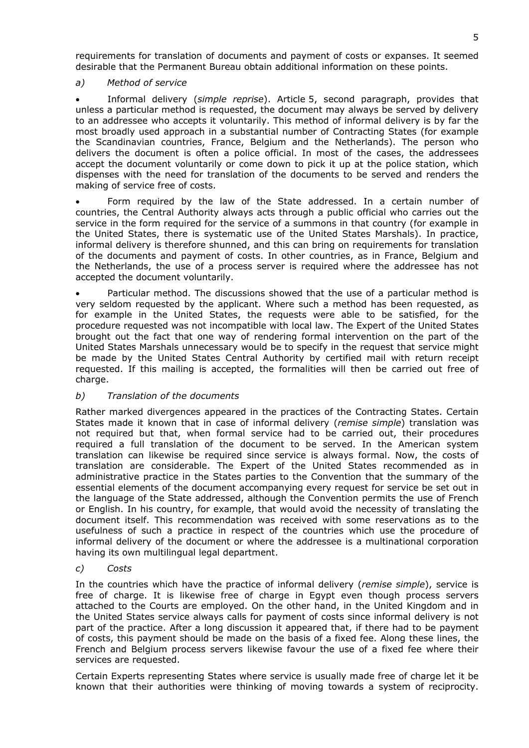requirements for translation of documents and payment of costs or expanses. It seemed desirable that the Permanent Bureau obtain additional information on these points.

*a) Method of service*

- Informal delivery (*simple reprise*). Article 5, second paragraph, provides that unless a particular method is requested, the document may always be served by delivery to an addressee who accepts it voluntarily. This method of informal delivery is by far the most broadly used approach in a substantial number of Contracting States (for example the Scandinavian countries, France, Belgium and the Netherlands). The person who delivers the document is often a police official. In most of the cases, the addressees accept the document voluntarily or come down to pick it up at the police station, which dispenses with the need for translation of the documents to be served and renders the making of service free of costs.

- Form required by the law of the State addressed. In a certain number of countries, the Central Authority always acts through a public official who carries out the service in the form required for the service of a summons in that country (for example in the United States, there is systematic use of the United States Marshals). In practice, informal delivery is therefore shunned, and this can bring on requirements for translation of the documents and payment of costs. In other countries, as in France, Belgium and the Netherlands, the use of a process server is required where the addressee has not accepted the document voluntarily.

- Particular method. The discussions showed that the use of a particular method is very seldom requested by the applicant. Where such a method has been requested, as for example in the United States, the requests were able to be satisfied, for the procedure requested was not incompatible with local law. The Expert of the United States brought out the fact that one way of rendering formal intervention on the part of the United States Marshals unnecessary would be to specify in the request that service might be made by the United States Central Authority by certified mail with return receipt requested. If this mailing is accepted, the formalities will then be carried out free of charge.

*b) Translation of the documents*

Rather marked divergences appeared in the practices of the Contracting States. Certain States made it known that in case of informal delivery (*remise simple*) translation was not required but that, when formal service had to be carried out, their procedures required a full translation of the document to be served. In the American system translation can likewise be required since service is always formal. Now, the costs of translation are considerable. The Expert of the United States recommended as in administrative practice in the States parties to the Convention that the summary of the essential elements of the document accompanying every request for service be set out in the language of the State addressed, although the Convention permits the use of French or English. In his country, for example, that would avoid the necessity of translating the document itself. This recommendation was received with some reservations as to the usefulness of such a practice in respect of the countries which use the procedure of informal delivery of the document or where the addressee is a multinational corporation having its own multilingual legal department.

*c) Costs*

In the countries which have the practice of informal delivery (*remise simple*), service is free of charge. It is likewise free of charge in Egypt even though process servers attached to the Courts are employed. On the other hand, in the United Kingdom and in the United States service always calls for payment of costs since informal delivery is not part of the practice. After a long discussion it appeared that, if there had to be payment of costs, this payment should be made on the basis of a fixed fee. Along these lines, the French and Belgium process servers likewise favour the use of a fixed fee where their services are requested.

Certain Experts representing States where service is usually made free of charge let it be known that their authorities were thinking of moving towards a system of reciprocity.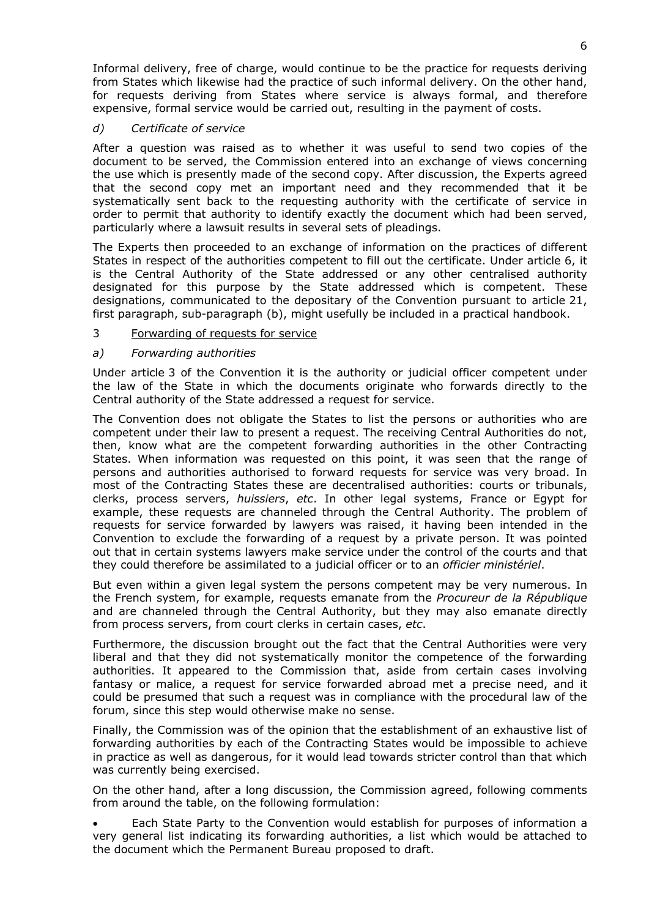Informal delivery, free of charge, would continue to be the practice for requests deriving from States which likewise had the practice of such informal delivery. On the other hand, for requests deriving from States where service is always formal, and therefore expensive, formal service would be carried out, resulting in the payment of costs.

*d) Certificate of service*

After a question was raised as to whether it was useful to send two copies of the document to be served, the Commission entered into an exchange of views concerning the use which is presently made of the second copy. After discussion, the Experts agreed that the second copy met an important need and they recommended that it be systematically sent back to the requesting authority with the certificate of service in order to permit that authority to identify exactly the document which had been served, particularly where a lawsuit results in several sets of pleadings.

The Experts then proceeded to an exchange of information on the practices of different States in respect of the authorities competent to fill out the certificate. Under article 6, it is the Central Authority of the State addressed or any other centralised authority designated for this purpose by the State addressed which is competent. These designations, communicated to the depositary of the Convention pursuant to article 21, first paragraph, sub-paragraph (b), might usefully be included in a practical handbook.

3 Forwarding of requests for service

*a) Forwarding authorities*

Under article 3 of the Convention it is the authority or judicial officer competent under the law of the State in which the documents originate who forwards directly to the Central authority of the State addressed a request for service.

The Convention does not obligate the States to list the persons or authorities who are competent under their law to present a request. The receiving Central Authorities do not, then, know what are the competent forwarding authorities in the other Contracting States. When information was requested on this point, it was seen that the range of persons and authorities authorised to forward requests for service was very broad. In most of the Contracting States these are decentralised authorities: courts or tribunals, clerks, process servers, *huissiers*, *etc*. In other legal systems, France or Egypt for example, these requests are channeled through the Central Authority. The problem of requests for service forwarded by lawyers was raised, it having been intended in the Convention to exclude the forwarding of a request by a private person. It was pointed out that in certain systems lawyers make service under the control of the courts and that they could therefore be assimilated to a judicial officer or to an *officier ministériel*.

But even within a given legal system the persons competent may be very numerous. In the French system, for example, requests emanate from the *Procureur de la République* and are channeled through the Central Authority, but they may also emanate directly from process servers, from court clerks in certain cases, *etc*.

Furthermore, the discussion brought out the fact that the Central Authorities were very liberal and that they did not systematically monitor the competence of the forwarding authorities. It appeared to the Commission that, aside from certain cases involving fantasy or malice, a request for service forwarded abroad met a precise need, and it could be presumed that such a request was in compliance with the procedural law of the forum, since this step would otherwise make no sense.

Finally, the Commission was of the opinion that the establishment of an exhaustive list of forwarding authorities by each of the Contracting States would be impossible to achieve in practice as well as dangerous, for it would lead towards stricter control than that which was currently being exercised.

On the other hand, after a long discussion, the Commission agreed, following comments from around the table, on the following formulation:

- Each State Party to the Convention would establish for purposes of information a very general list indicating its forwarding authorities, a list which would be attached to the document which the Permanent Bureau proposed to draft.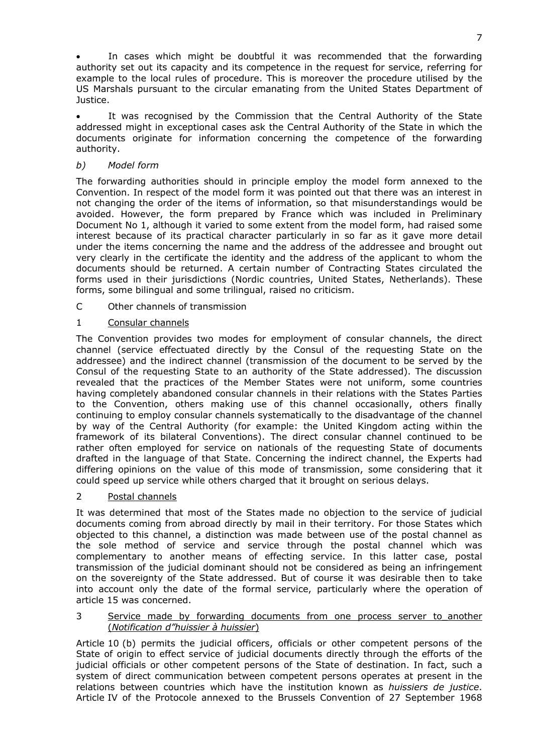- In cases which might be doubtful it was recommended that the forwarding authority set out its capacity and its competence in the request for service, referring for example to the local rules of procedure. This is moreover the procedure utilised by the US Marshals pursuant to the circular emanating from the United States Department of Justice.

- It was recognised by the Commission that the Central Authority of the State addressed might in exceptional cases ask the Central Authority of the State in which the documents originate for information concerning the competence of the forwarding authority.

*b) Model form*

The forwarding authorities should in principle employ the model form annexed to the Convention. In respect of the model form it was pointed out that there was an interest in not changing the order of the items of information, so that misunderstandings would be avoided. However, the form prepared by France which was included in Preliminary Document No 1, although it varied to some extent from the model form, had raised some interest because of its practical character particularly in so far as it gave more detail under the items concerning the name and the address of the addressee and brought out very clearly in the certificate the identity and the address of the applicant to whom the documents should be returned. A certain number of Contracting States circulated the forms used in their jurisdictions (Nordic countries, United States, Netherlands). These forms, some bilingual and some trilingual, raised no criticism.

C Other channels of transmission

1 Consular channels

The Convention provides two modes for employment of consular channels, the direct channel (service effectuated directly by the Consul of the requesting State on the addressee) and the indirect channel (transmission of the document to be served by the Consul of the requesting State to an authority of the State addressed). The discussion revealed that the practices of the Member States were not uniform, some countries having completely abandoned consular channels in their relations with the States Parties to the Convention, others making use of this channel occasionally, others finally continuing to employ consular channels systematically to the disadvantage of the channel by way of the Central Authority (for example: the United Kingdom acting within the framework of its bilateral Conventions). The direct consular channel continued to be rather often employed for service on nationals of the requesting State of documents drafted in the language of that State. Concerning the indirect channel, the Experts had differing opinions on the value of this mode of transmission, some considering that it could speed up service while others charged that it brought on serious delays.

2 Postal channels

It was determined that most of the States made no objection to the service of judicial documents coming from abroad directly by mail in their territory. For those States which objected to this channel, a distinction was made between use of the postal channel as the sole method of service and service through the postal channel which was complementary to another means of effecting service. In this latter case, postal transmission of the judicial dominant should not be considered as being an infringement on the sovereignty of the State addressed. But of course it was desirable then to take into account only the date of the formal service, particularly where the operation of article 15 was concerned.

3 Service made by forwarding documents from one process server to another (*Notification d"huissier à huissier*)

Article 10 (b) permits the judicial officers, officials or other competent persons of the State of origin to effect service of judicial documents directly through the efforts of the judicial officials or other competent persons of the State of destination. In fact, such a system of direct communication between competent persons operates at present in the relations between countries which have the institution known as *huissiers de justice*. Article IV of the Protocole annexed to the Brussels Convention of 27 September 1968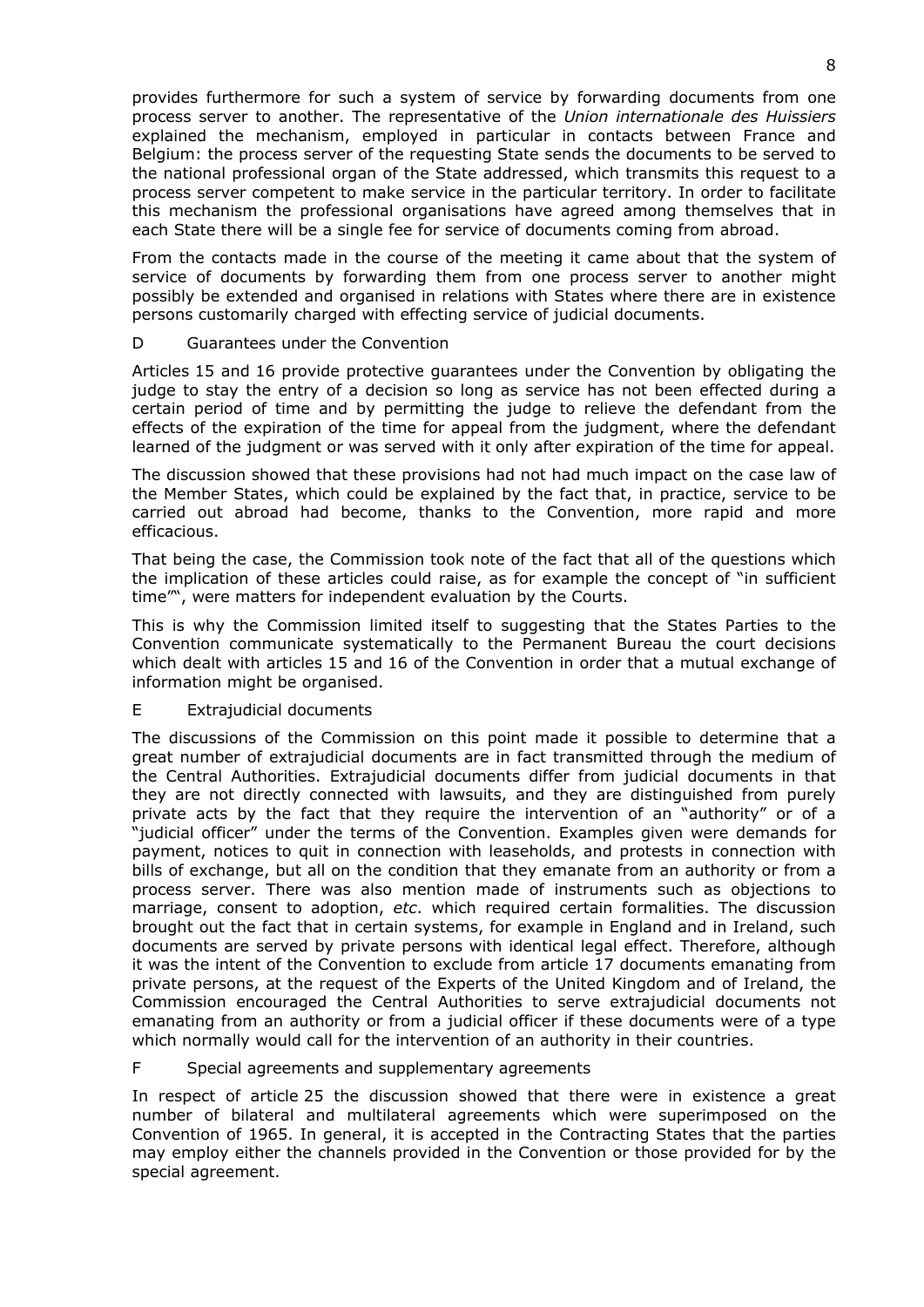provides furthermore for such a system of service by forwarding documents from one process server to another. The representative of the *Union internationale des Huissiers* explained the mechanism, employed in particular in contacts between France and Belgium: the process server of the requesting State sends the documents to be served to the national professional organ of the State addressed, which transmits this request to a process server competent to make service in the particular territory. In order to facilitate this mechanism the professional organisations have agreed among themselves that in each State there will be a single fee for service of documents coming from abroad.

From the contacts made in the course of the meeting it came about that the system of service of documents by forwarding them from one process server to another might possibly be extended and organised in relations with States where there are in existence persons customarily charged with effecting service of judicial documents.

## D Guarantees under the Convention

Articles 15 and 16 provide protective guarantees under the Convention by obligating the judge to stay the entry of a decision so long as service has not been effected during a certain period of time and by permitting the judge to relieve the defendant from the effects of the expiration of the time for appeal from the judgment, where the defendant learned of the judgment or was served with it only after expiration of the time for appeal.

The discussion showed that these provisions had not had much impact on the case law of the Member States, which could be explained by the fact that, in practice, service to be carried out abroad had become, thanks to the Convention, more rapid and more efficacious.

That being the case, the Commission took note of the fact that all of the questions which the implication of these articles could raise, as for example the concept of "in sufficient time"", were matters for independent evaluation by the Courts.

This is why the Commission limited itself to suggesting that the States Parties to the Convention communicate systematically to the Permanent Bureau the court decisions which dealt with articles 15 and 16 of the Convention in order that a mutual exchange of information might be organised.

## E Extrajudicial documents

The discussions of the Commission on this point made it possible to determine that a great number of extrajudicial documents are in fact transmitted through the medium of the Central Authorities. Extrajudicial documents differ from judicial documents in that they are not directly connected with lawsuits, and they are distinguished from purely private acts by the fact that they require the intervention of an "authority" or of a "judicial officer" under the terms of the Convention. Examples given were demands for payment, notices to quit in connection with leaseholds, and protests in connection with bills of exchange, but all on the condition that they emanate from an authority or from a process server. There was also mention made of instruments such as objections to marriage, consent to adoption, *etc*. which required certain formalities. The discussion brought out the fact that in certain systems, for example in England and in Ireland, such documents are served by private persons with identical legal effect. Therefore, although it was the intent of the Convention to exclude from article 17 documents emanating from private persons, at the request of the Experts of the United Kingdom and of Ireland, the Commission encouraged the Central Authorities to serve extrajudicial documents not emanating from an authority or from a judicial officer if these documents were of a type which normally would call for the intervention of an authority in their countries.

## F Special agreements and supplementary agreements

In respect of article 25 the discussion showed that there were in existence a great number of bilateral and multilateral agreements which were superimposed on the Convention of 1965. In general, it is accepted in the Contracting States that the parties may employ either the channels provided in the Convention or those provided for by the special agreement.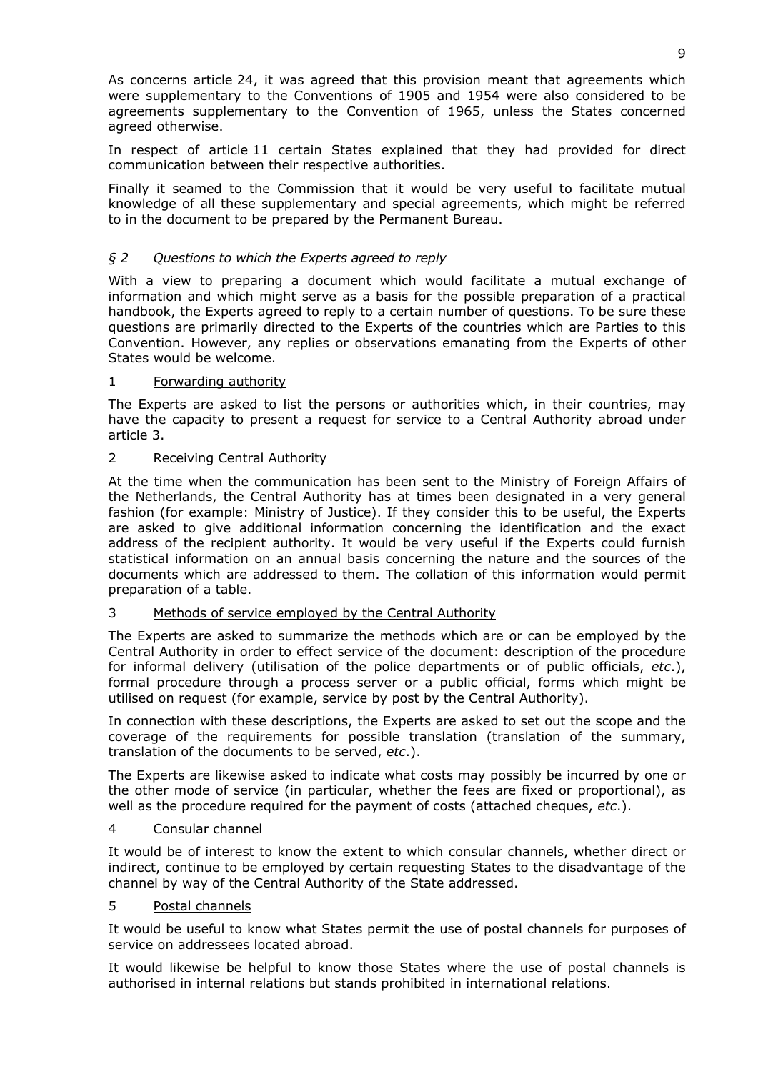As concerns article 24, it was agreed that this provision meant that agreements which were supplementary to the Conventions of 1905 and 1954 were also considered to be agreements supplementary to the Convention of 1965, unless the States concerned agreed otherwise.

In respect of article 11 certain States explained that they had provided for direct communication between their respective authorities.

Finally it seamed to the Commission that it would be very useful to facilitate mutual knowledge of all these supplementary and special agreements, which might be referred to in the document to be prepared by the Permanent Bureau.

### *§ 2 Questions to which the Experts agreed to reply*

With a view to preparing a document which would facilitate a mutual exchange of information and which might serve as a basis for the possible preparation of a practical handbook, the Experts agreed to reply to a certain number of questions. To be sure these questions are primarily directed to the Experts of the countries which are Parties to this Convention. However, any replies or observations emanating from the Experts of other States would be welcome.

#### 1 Forwarding authority

The Experts are asked to list the persons or authorities which, in their countries, may have the capacity to present a request for service to a Central Authority abroad under article 3.

#### 2 Receiving Central Authority

At the time when the communication has been sent to the Ministry of Foreign Affairs of the Netherlands, the Central Authority has at times been designated in a very general fashion (for example: Ministry of Justice). If they consider this to be useful, the Experts are asked to give additional information concerning the identification and the exact address of the recipient authority. It would be very useful if the Experts could furnish statistical information on an annual basis concerning the nature and the sources of the documents which are addressed to them. The collation of this information would permit preparation of a table.

#### 3 Methods of service employed by the Central Authority

The Experts are asked to summarize the methods which are or can be employed by the Central Authority in order to effect service of the document: description of the procedure for informal delivery (utilisation of the police departments or of public officials, *etc.*), formal procedure through a process server or a public official, forms which might be utilised on request (for example, service by post by the Central Authority).

In connection with these descriptions, the Experts are asked to set out the scope and the coverage of the requirements for possible translation (translation of the summary, translation of the documents to be served, *etc.*).

The Experts are likewise asked to indicate what costs may possibly be incurred by one or the other mode of service (in particular, whether the fees are fixed or proportional), as well as the procedure required for the payment of costs (attached cheques, *etc.*).

#### 4 Consular channel

It would be of interest to know the extent to which consular channels, whether direct or indirect, continue to be employed by certain requesting States to the disadvantage of the channel by way of the Central Authority of the State addressed.

#### 5 Postal channels

It would be useful to know what States permit the use of postal channels for purposes of service on addressees located abroad.

It would likewise be helpful to know those States where the use of postal channels is authorised in internal relations but stands prohibited in international relations.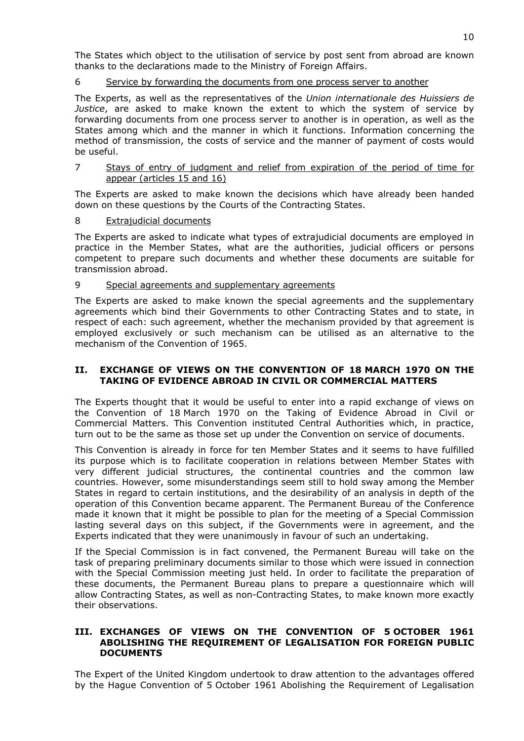The States which object to the utilisation of service by post sent from abroad are known thanks to the declarations made to the Ministry of Foreign Affairs.

6 Service by forwarding the documents from one process server to another

The Experts, as well as the representatives of the *Union internationale des Huissiers de Justice*, are asked to make known the extent to which the system of service by forwarding documents from one process server to another is in operation, as well as the States among which and the manner in which it functions. Information concerning the method of transmission, the costs of service and the manner of payment of costs would be useful.

7 Stays of entry of judgment and relief from expiration of the period of time for appear (articles 15 and 16)

The Experts are asked to make known the decisions which have already been handed down on these questions by the Courts of the Contracting States.

8 Extrajudicial documents

The Experts are asked to indicate what types of extrajudicial documents are employed in practice in the Member States, what are the authorities, judicial officers or persons competent to prepare such documents and whether these documents are suitable for transmission abroad.

9 Special agreements and supplementary agreements

The Experts are asked to make known the special agreements and the supplementary agreements which bind their Governments to other Contracting States and to state, in respect of each: such agreement, whether the mechanism provided by that agreement is employed exclusively or such mechanism can be utilised as an alternative to the mechanism of the Convention of 1965.

## II. EXCHANGE OF VIEWS ON THE CONVENTION OF 18 MARCH 1970 ON THE TAKING OF EVIDENCE ABROAD IN CIVIL OR COMMERCIAL MATTERS

The Experts thought that it would be useful to enter into a rapid exchange of views on the Convention of 18 March 1970 on the Taking of Evidence Abroad in Civil or Commercial Matters. This Convention instituted Central Authorities which, in practice, turn out to be the same as those set up under the Convention on service of documents.

This Convention is already in force for ten Member States and it seems to have fulfilled its purpose which is to facilitate cooperation in relations between Member States with very different judicial structures, the continental countries and the common law countries. However, some misunderstandings seem still to hold sway among the Member States in regard to certain institutions, and the desirability of an analysis in depth of the operation of this Convention became apparent. The Permanent Bureau of the Conference made it known that it might be possible to plan for the meeting of a Special Commission lasting several days on this subject, if the Governments were in agreement, and the Experts indicated that they were unanimously in favour of such an undertaking.

If the Special Commission is in fact convened, the Permanent Bureau will take on the task of preparing preliminary documents similar to those which were issued in connection with the Special Commission meeting just held. In order to facilitate the preparation of these documents, the Permanent Bureau plans to prepare a questionnaire which will allow Contracting States, as well as non-Contracting States, to make known more exactly their observations.

## III. EXCHANGES OF VIEWS ON THE CONVENTION OF 5 OCTOBER 1961 ABOLISHING THE REQUIREMENT OF LEGALISATION FOR FOREIGN PUBLIC DOCUMENTS

The Expert of the United Kingdom undertook to draw attention to the advantages offered by the Hague Convention of 5 October 1961 Abolishing the Requirement of Legalisation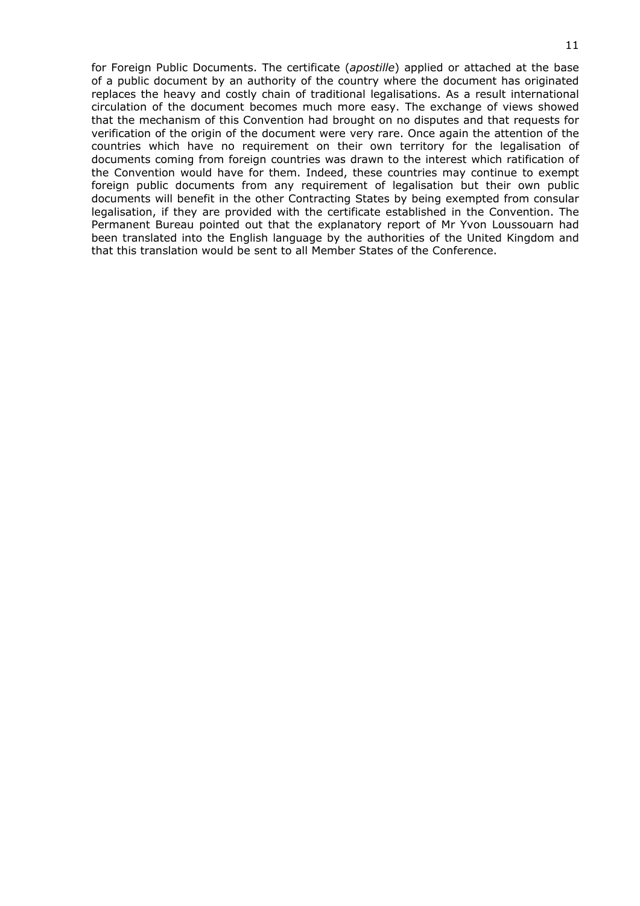for Foreign Public Documents. The certificate (*apostille*) applied or attached at the base of a public document by an authority of the country where the document has originated replaces the heavy and costly chain of traditional legalisations. As a result international circulation of the document becomes much more easy. The exchange of views showed that the mechanism of this Convention had brought on no disputes and that requests for verification of the origin of the document were very rare. Once again the attention of the countries which have no requirement on their own territory for the legalisation of documents coming from foreign countries was drawn to the interest which ratification of the Convention would have for them. Indeed, these countries may continue to exempt foreign public documents from any requirement of legalisation but their own public documents will benefit in the other Contracting States by being exempted from consular legalisation, if they are provided with the certificate established in the Convention. The Permanent Bureau pointed out that the explanatory report of Mr Yvon Loussouarn had been translated into the English language by the authorities of the United Kingdom and that this translation would be sent to all Member States of the Conference.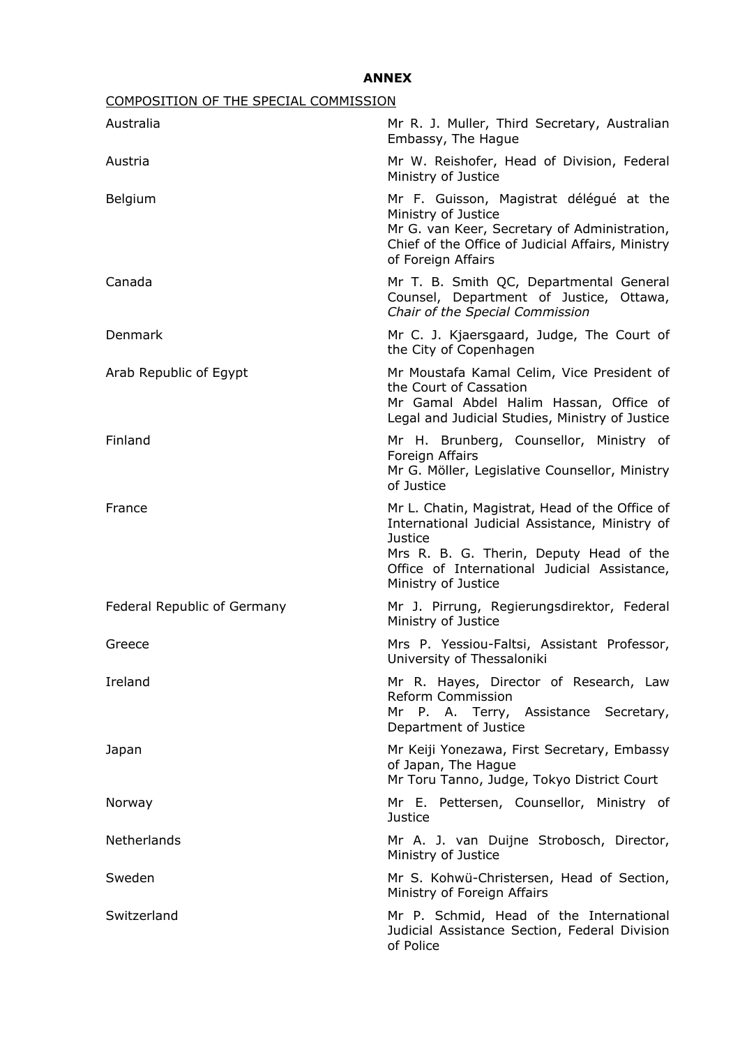**ANNEX**

COMPOSITION OF THE SPECIAL COMMISSION

| | |
|---|---|
| Australia | Mr R. J. Muller, Third Secretary, Australian Embassy, The Hague |
| Austria | Mr W. Reishofer, Head of Division, Federal Ministry of Justice |
| Belgium | Mr F. Guisson, Magistrat délégué at the Ministry of Justice<br>Mr G. van Keer, Secretary of Administration, Chief of the Office of Judicial Affairs, Ministry of Foreign Affairs |
| Canada | Mr T. B. Smith QC, Departmental General Counsel, Department of Justice, Ottawa, *Chair of the Special Commission* |
| Denmark | Mr C. J. Kjaersgaard, Judge, The Court of the City of Copenhagen |
| Arab Republic of Egypt | Mr Moustafa Kamal Celim, Vice President of the Court of Cassation<br>Mr Gamal Abdel Halim Hassan, Office of Legal and Judicial Studies, Ministry of Justice |
| Finland | Mr H. Brunberg, Counsellor, Ministry of Foreign Affairs<br>Mr G. Möller, Legislative Counsellor, Ministry of Justice |
| France | Mr L. Chatin, Magistrat, Head of the Office of International Judicial Assistance, Ministry of Justice<br>Mrs R. B. G. Therin, Deputy Head of the Office of International Judicial Assistance, Ministry of Justice |
| Federal Republic of Germany | Mr J. Pirrung, Regierungsdirektor, Federal Ministry of Justice |
| Greece | Mrs P. Yessiou-Faltsi, Assistant Professor, University of Thessaloniki |
| Ireland | Mr R. Hayes, Director of Research, Law Reform Commission<br>Mr P. A. Terry, Assistance Secretary, Department of Justice |
| Japan | Mr Keiji Yonezawa, First Secretary, Embassy of Japan, The Hague<br>Mr Toru Tanno, Judge, Tokyo District Court |
| Norway | Mr E. Pettersen, Counsellor, Ministry of Justice |
| Netherlands | Mr A. J. van Duijne Strobosch, Director, Ministry of Justice |
| Sweden | Mr S. Kohwü-Christersen, Head of Section, Ministry of Foreign Affairs |
| Switzerland | Mr P. Schmid, Head of the International Judicial Assistance Section, Federal Division of Police |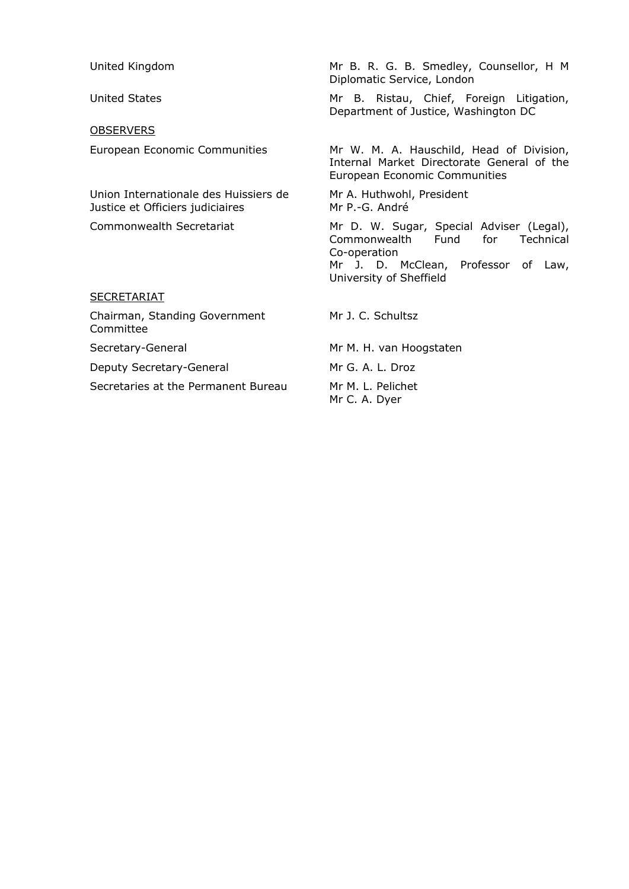| | |
|---|---|
| United Kingdom | Mr B. R. G. B. Smedley, Counsellor, H M Diplomatic Service, London |
| United States | Mr B. Ristau, Chief, Foreign Litigation, Department of Justice, Washington DC |
| <u>OBSERVERS</u> | |
| European Economic Communities | Mr W. M. A. Hauschild, Head of Division, Internal Market Directorate General of the European Economic Communities |
| Union Internationale des Huissiers de Justice et Officiers judiciaires | Mr A. Huthwohl, President<br>Mr P.-G. André |
| Commonwealth Secretariat | Mr D. W. Sugar, Special Adviser (Legal), Commonwealth Fund for Technical Co-operation<br>Mr J. D. McClean, Professor of Law, University of Sheffield |
| <u>SECRETARIAT</u> | |
| Chairman, Standing Government Committee | Mr J. C. Schultsz |
| Secretary-General | Mr M. H. van Hoogstaten |
| Deputy Secretary-General | Mr G. A. L. Droz |
| Secretaries at the Permanent Bureau | Mr M. L. Pelichet<br>Mr C. A. Dyer |